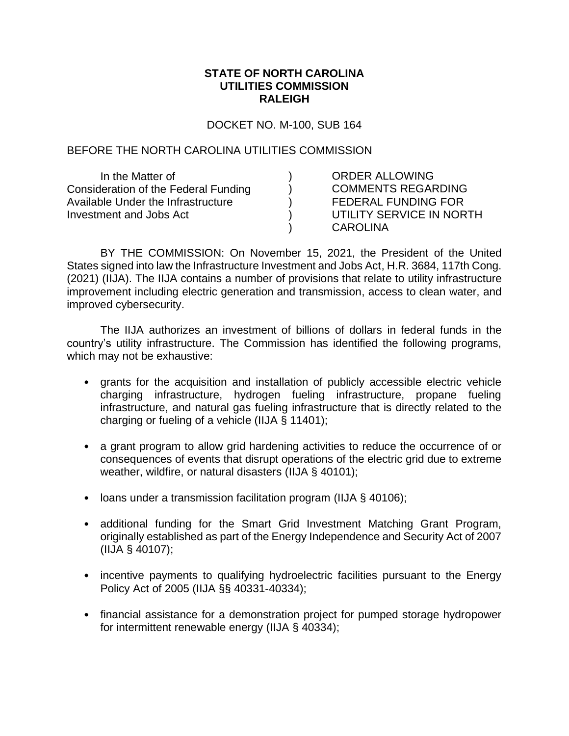**STATE OF NORTH CAROLINA**
**UTILITIES COMMISSION**
**RALEIGH**

DOCKET NO. M-100, SUB 164

BEFORE THE NORTH CAROLINA UTILITIES COMMISSION

| | | |
|---|---|---|
| In the Matter of<br>Consideration of the Federal Funding<br>Available Under the Infrastructure<br>Investment and Jobs Act | )<br>)<br>)<br>)<br>) | ORDER ALLOWING<br>COMMENTS REGARDING<br>FEDERAL FUNDING FOR<br>UTILITY SERVICE IN NORTH<br>CAROLINA |

BY THE COMMISSION: On November 15, 2021, the President of the United States signed into law the Infrastructure Investment and Jobs Act, H.R. 3684, 117th Cong. (2021) (IIJA). The IIJA contains a number of provisions that relate to utility infrastructure improvement including electric generation and transmission, access to clean water, and improved cybersecurity.

The IIJA authorizes an investment of billions of dollars in federal funds in the country's utility infrastructure. The Commission has identified the following programs, which may not be exhaustive:

- grants for the acquisition and installation of publicly accessible electric vehicle charging infrastructure, hydrogen fueling infrastructure, propane fueling infrastructure, and natural gas fueling infrastructure that is directly related to the charging or fueling of a vehicle (IIJA § 11401);
- a grant program to allow grid hardening activities to reduce the occurrence of or consequences of events that disrupt operations of the electric grid due to extreme weather, wildfire, or natural disasters (IIJA § 40101);
- loans under a transmission facilitation program (IIJA § 40106);
- additional funding for the Smart Grid Investment Matching Grant Program, originally established as part of the Energy Independence and Security Act of 2007 (IIJA § 40107);
- incentive payments to qualifying hydroelectric facilities pursuant to the Energy Policy Act of 2005 (IIJA §§ 40331-40334);
- financial assistance for a demonstration project for pumped storage hydropower for intermittent renewable energy (IIJA § 40334);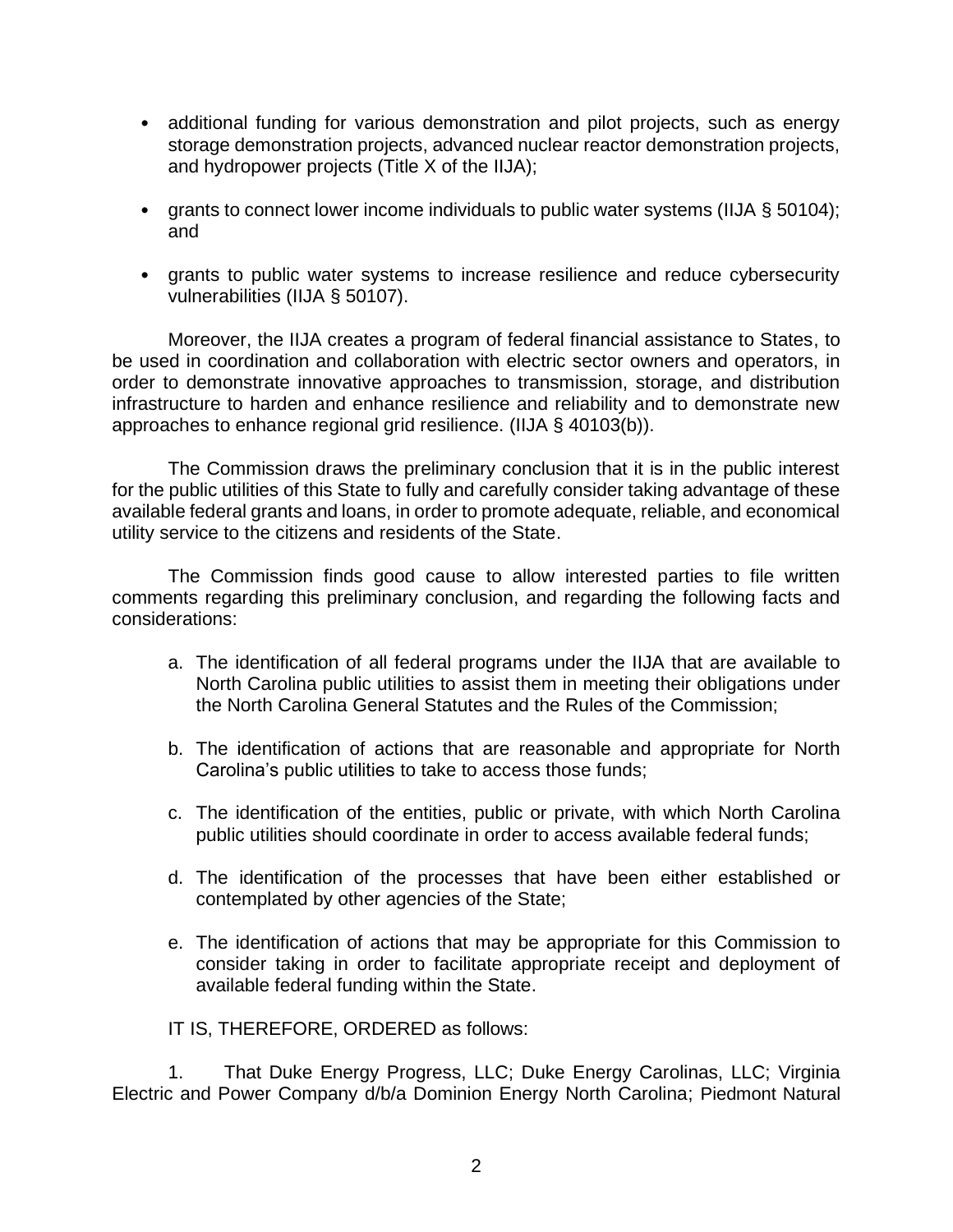- additional funding for various demonstration and pilot projects, such as energy storage demonstration projects, advanced nuclear reactor demonstration projects, and hydropower projects (Title X of the IIJA);

- grants to connect lower income individuals to public water systems (IIJA § 50104); and

- grants to public water systems to increase resilience and reduce cybersecurity vulnerabilities (IIJA § 50107).

Moreover, the IIJA creates a program of federal financial assistance to States, to be used in coordination and collaboration with electric sector owners and operators, in order to demonstrate innovative approaches to transmission, storage, and distribution infrastructure to harden and enhance resilience and reliability and to demonstrate new approaches to enhance regional grid resilience. (IIJA § 40103(b)).

The Commission draws the preliminary conclusion that it is in the public interest for the public utilities of this State to fully and carefully consider taking advantage of these available federal grants and loans, in order to promote adequate, reliable, and economical utility service to the citizens and residents of the State.

The Commission finds good cause to allow interested parties to file written comments regarding this preliminary conclusion, and regarding the following facts and considerations:

a. The identification of all federal programs under the IIJA that are available to North Carolina public utilities to assist them in meeting their obligations under the North Carolina General Statutes and the Rules of the Commission;

b. The identification of actions that are reasonable and appropriate for North Carolina's public utilities to take to access those funds;

c. The identification of the entities, public or private, with which North Carolina public utilities should coordinate in order to access available federal funds;

d. The identification of the processes that have been either established or contemplated by other agencies of the State;

e. The identification of actions that may be appropriate for this Commission to consider taking in order to facilitate appropriate receipt and deployment of available federal funding within the State.

IT IS, THEREFORE, ORDERED as follows:

1. That Duke Energy Progress, LLC; Duke Energy Carolinas, LLC; Virginia Electric and Power Company d/b/a Dominion Energy North Carolina; Piedmont Natural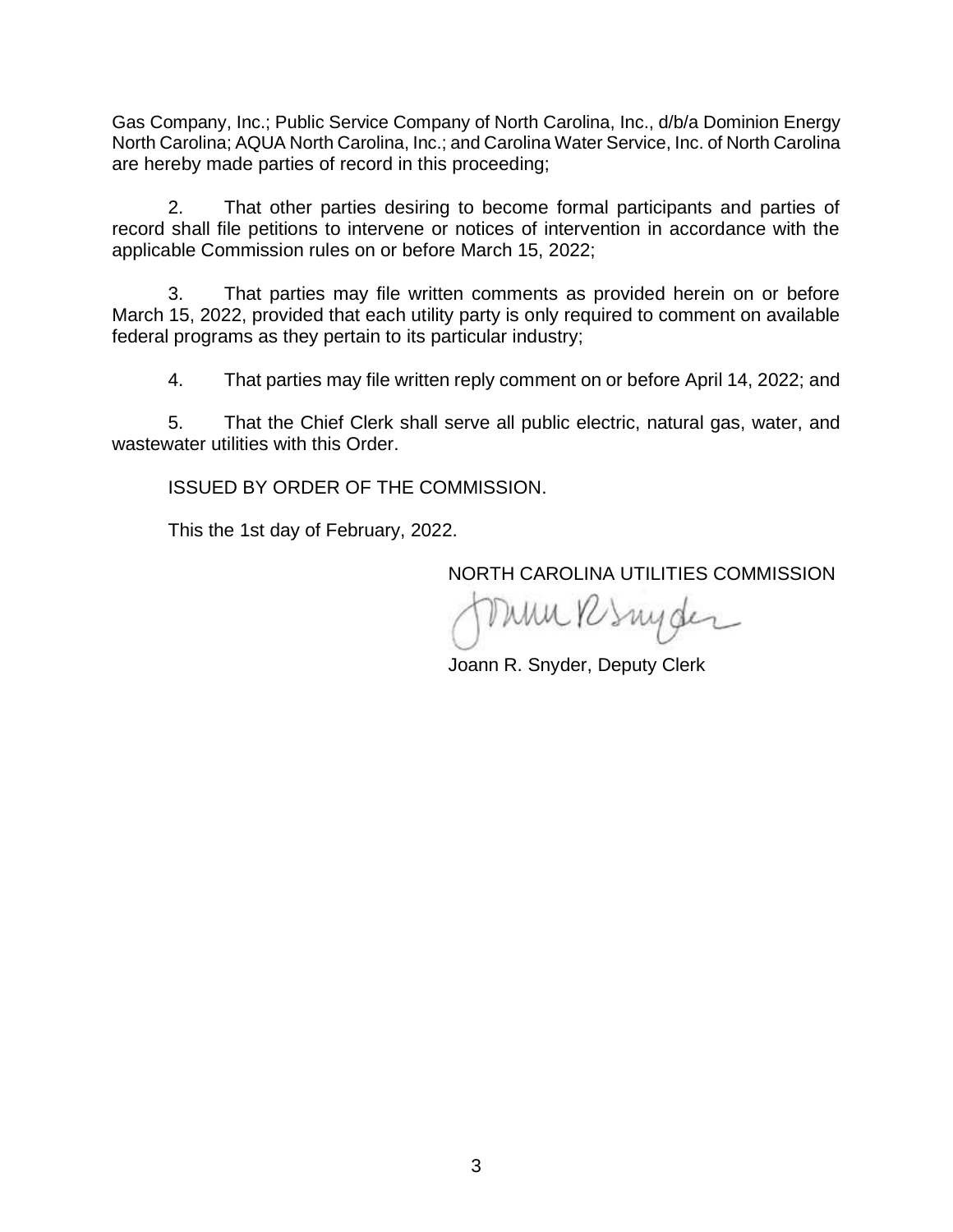Gas Company, Inc.; Public Service Company of North Carolina, Inc., d/b/a Dominion Energy North Carolina; AQUA North Carolina, Inc.; and Carolina Water Service, Inc. of North Carolina are hereby made parties of record in this proceeding;

2. That other parties desiring to become formal participants and parties of record shall file petitions to intervene or notices of intervention in accordance with the applicable Commission rules on or before March 15, 2022;

3. That parties may file written comments as provided herein on or before March 15, 2022, provided that each utility party is only required to comment on available federal programs as they pertain to its particular industry;

4. That parties may file written reply comment on or before April 14, 2022; and

5. That the Chief Clerk shall serve all public electric, natural gas, water, and wastewater utilities with this Order.

ISSUED BY ORDER OF THE COMMISSION.

This the 1st day of February, 2022.

NORTH CAROLINA UTILITIES COMMISSION

Joann R. Snyder, Deputy Clerk